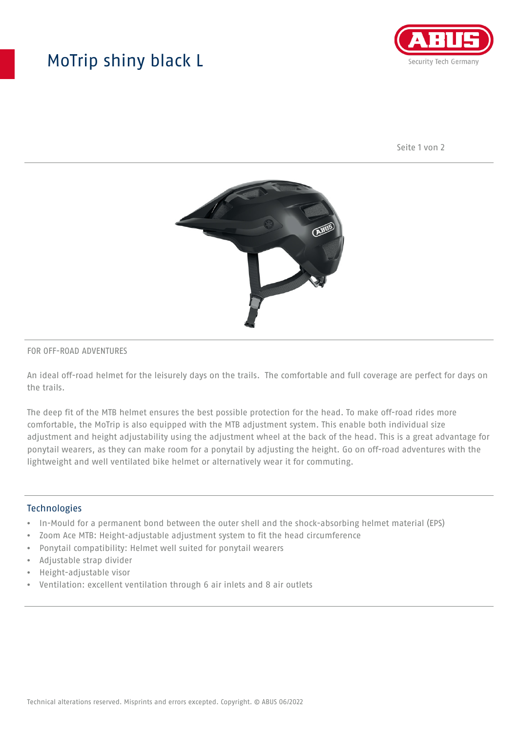# MoTrip shiny black L

FOR OFF-ROAD ADVENTURES

An ideal off-road helmet for the leisurely days on the trails. The comfortable and full coverage are perfect for days on the trails.

The deep fit of the MTB helmet ensures the best possible protection for the head. To make off-road rides more comfortable, the MoTrip is also equipped with the MTB adjustment system. This enable both individual size adjustment and height adjustability using the adjustment wheel at the back of the head. This is a great advantage for ponytail wearers, as they can make room for a ponytail by adjusting the height. Go on off-road adventures with the lightweight and well ventilated bike helmet or alternatively wear it for commuting.

## Technologies

- In-Mould for a permanent bond between the outer shell and the shock-absorbing helmet material (EPS)
- Zoom Ace MTB: Height-adjustable adjustment system to fit the head circumference
- Ponytail compatibility: Helmet well suited for ponytail wearers
- Adjustable strap divider
- Height-adjustable visor
- Ventilation: excellent ventilation through 6 air inlets and 8 air outlets

Technical alterations reserved. Misprints and errors excepted. Copyright. © ABUS 06/2022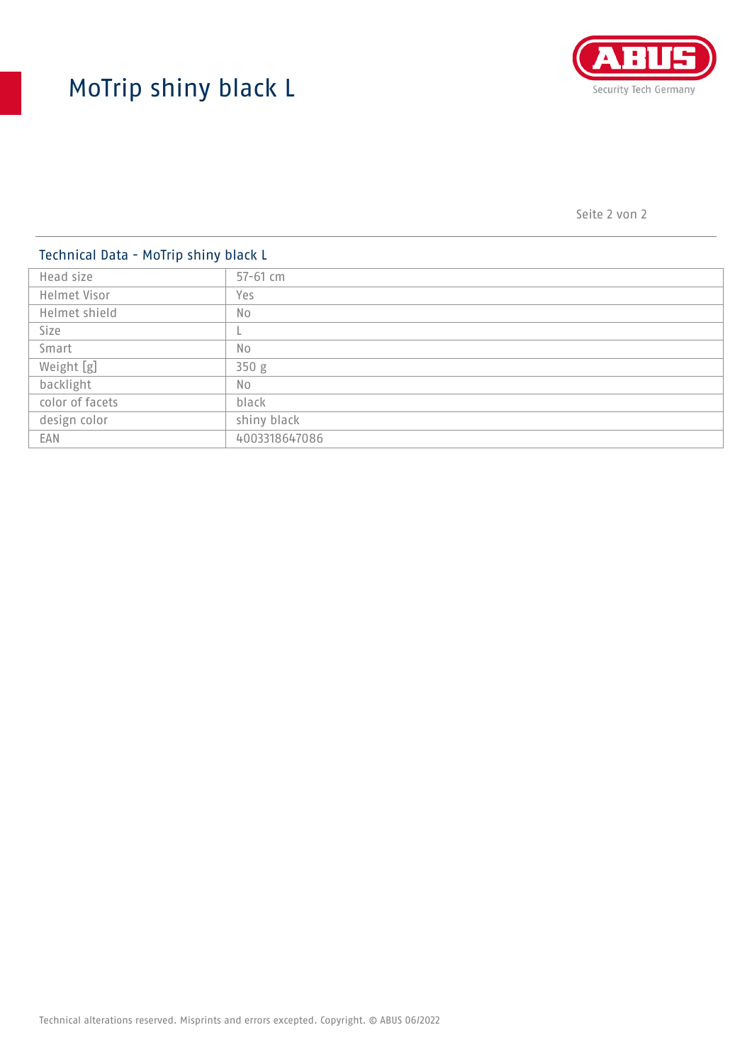# MoTrip shiny black L

## Technical Data - MoTrip shiny black L

| | |
|---|---|
| Head size | 57-61 cm |
| Helmet Visor | Yes |
| Helmet shield | No |
| Size | L |
| Smart | No |
| Weight [g] | 350 g |
| backlight | No |
| color of facets | black |
| design color | shiny black |
| EAN | 4003318647086 |

Technical alterations reserved. Misprints and errors excepted. Copyright. © ABUS 06/2022